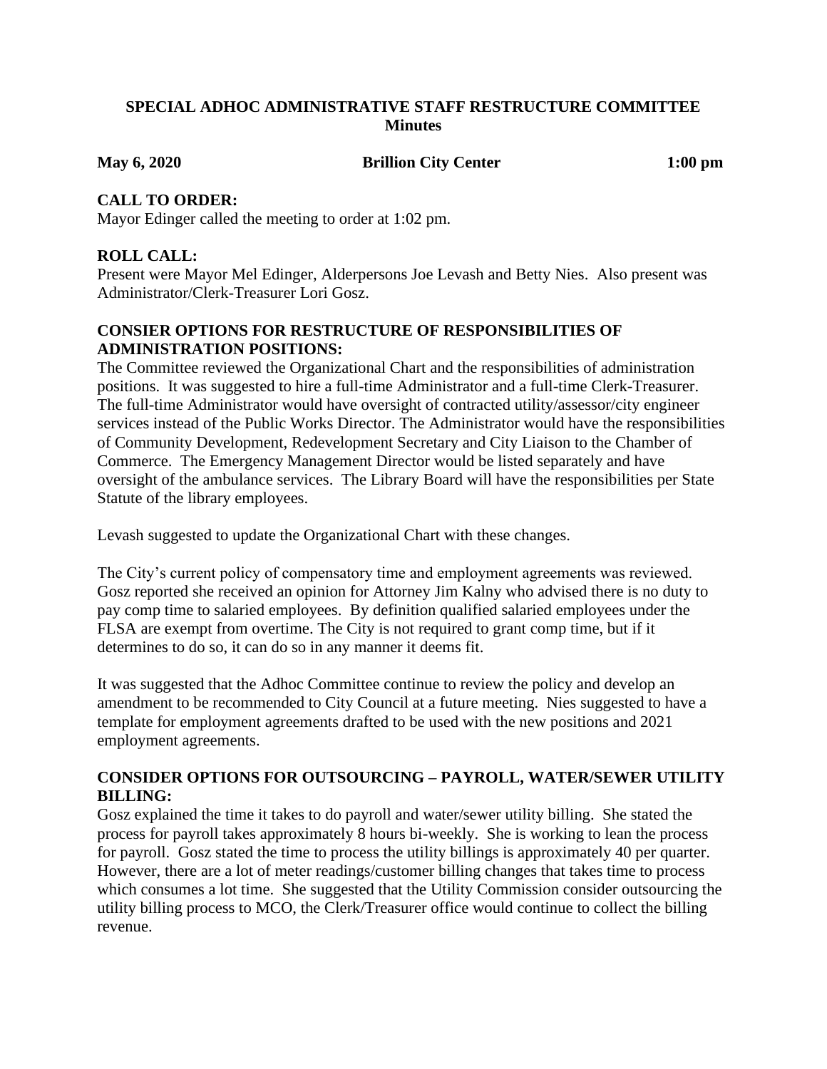# SPECIAL ADHOC ADMINISTRATIVE STAFF RESTRUCTURE COMMITTEE
## Minutes

**May 6, 2020** **Brillion City Center** **1:00 pm**

**CALL TO ORDER:**
Mayor Edinger called the meeting to order at 1:02 pm.

**ROLL CALL:**
Present were Mayor Mel Edinger, Alderpersons Joe Levash and Betty Nies. Also present was Administrator/Clerk-Treasurer Lori Gosz.

**CONSIER OPTIONS FOR RESTRUCTURE OF RESPONSIBILITIES OF ADMINISTRATION POSITIONS:**
The Committee reviewed the Organizational Chart and the responsibilities of administration positions. It was suggested to hire a full-time Administrator and a full-time Clerk-Treasurer. The full-time Administrator would have oversight of contracted utility/assessor/city engineer services instead of the Public Works Director. The Administrator would have the responsibilities of Community Development, Redevelopment Secretary and City Liaison to the Chamber of Commerce. The Emergency Management Director would be listed separately and have oversight of the ambulance services. The Library Board will have the responsibilities per State Statute of the library employees.

Levash suggested to update the Organizational Chart with these changes.

The City's current policy of compensatory time and employment agreements was reviewed. Gosz reported she received an opinion for Attorney Jim Kalny who advised there is no duty to pay comp time to salaried employees. By definition qualified salaried employees under the FLSA are exempt from overtime. The City is not required to grant comp time, but if it determines to do so, it can do so in any manner it deems fit.

It was suggested that the Adhoc Committee continue to review the policy and develop an amendment to be recommended to City Council at a future meeting. Nies suggested to have a template for employment agreements drafted to be used with the new positions and 2021 employment agreements.

**CONSIDER OPTIONS FOR OUTSOURCING – PAYROLL, WATER/SEWER UTILITY BILLING:**
Gosz explained the time it takes to do payroll and water/sewer utility billing. She stated the process for payroll takes approximately 8 hours bi-weekly. She is working to lean the process for payroll. Gosz stated the time to process the utility billings is approximately 40 per quarter. However, there are a lot of meter readings/customer billing changes that takes time to process which consumes a lot time. She suggested that the Utility Commission consider outsourcing the utility billing process to MCO, the Clerk/Treasurer office would continue to collect the billing revenue.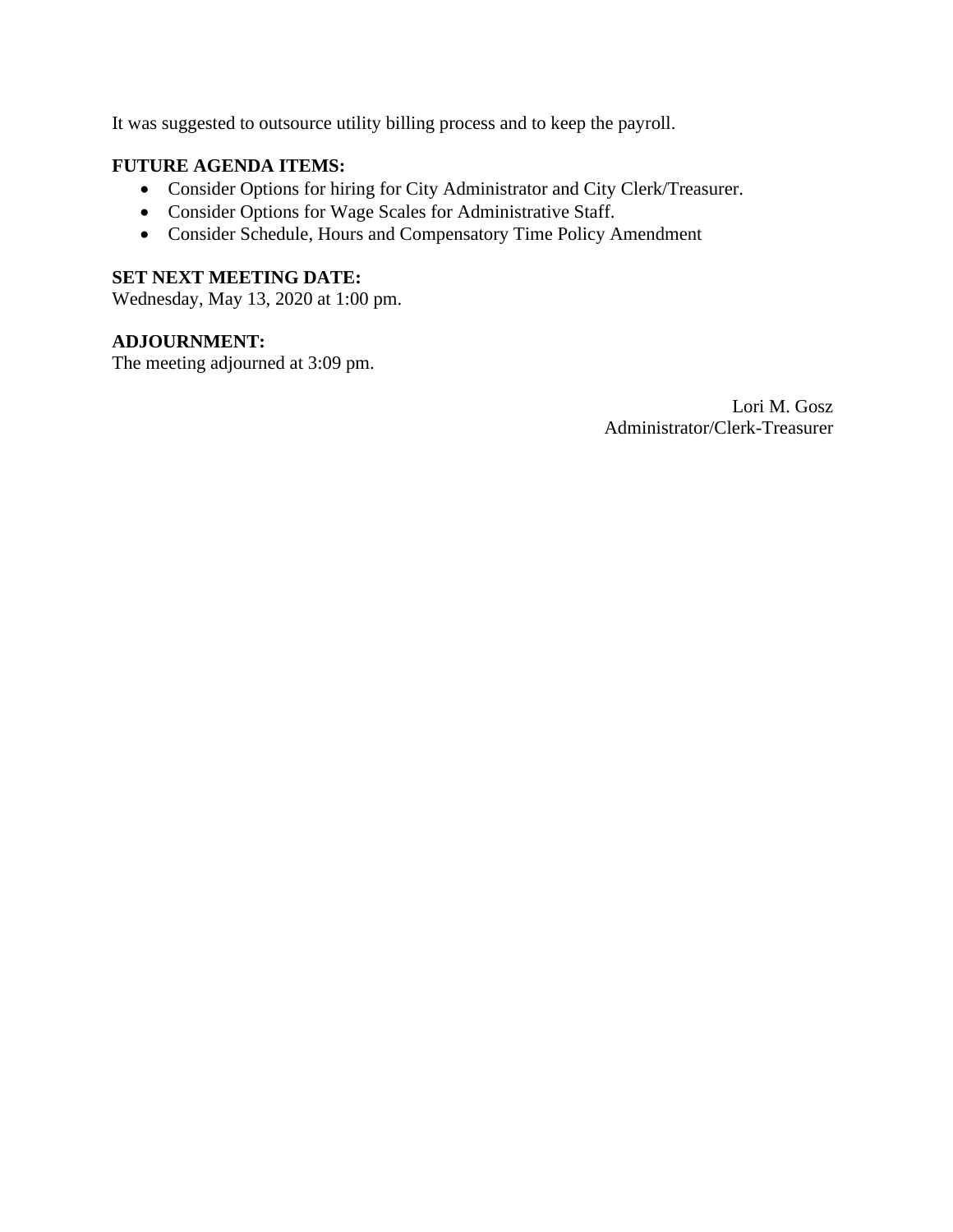It was suggested to outsource utility billing process and to keep the payroll.

**FUTURE AGENDA ITEMS:**

- Consider Options for hiring for City Administrator and City Clerk/Treasurer.
- Consider Options for Wage Scales for Administrative Staff.
- Consider Schedule, Hours and Compensatory Time Policy Amendment

**SET NEXT MEETING DATE:**
Wednesday, May 13, 2020 at 1:00 pm.

**ADJOURNMENT:**
The meeting adjourned at 3:09 pm.

Lori M. Gosz
Administrator/Clerk-Treasurer